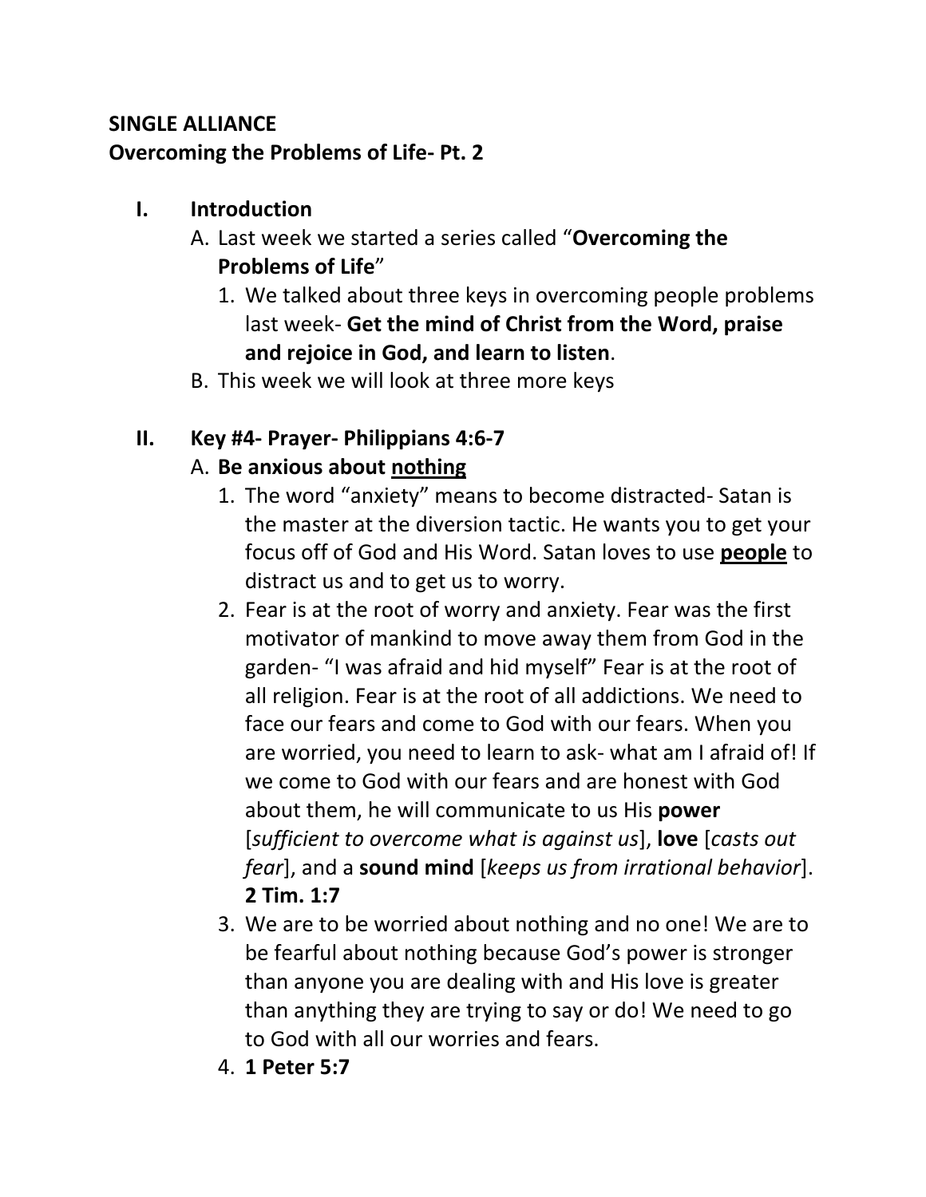**SINGLE ALLIANCE**
**Overcoming the Problems of Life- Pt. 2**

I. **Introduction**
   A. Last week we started a series called "**Overcoming the Problems of Life**"
      1. We talked about three keys in overcoming people problems last week- **Get the mind of Christ from the Word, praise and rejoice in God, and learn to listen**.
   B. This week we will look at three more keys

II. **Key #4- Prayer- Philippians 4:6-7**
   A. **Be anxious about <u>nothing</u>**
      1. The word "anxiety" means to become distracted- Satan is the master at the diversion tactic. He wants you to get your focus off of God and His Word. Satan loves to use <u>**people**</u> to distract us and to get us to worry.
      2. Fear is at the root of worry and anxiety. Fear was the first motivator of mankind to move away them from God in the garden- "I was afraid and hid myself" Fear is at the root of all religion. Fear is at the root of all addictions. We need to face our fears and come to God with our fears. When you are worried, you need to learn to ask- what am I afraid of! If we come to God with our fears and are honest with God about them, he will communicate to us His **power** [*sufficient to overcome what is against us*], **love** [*casts out fear*], and a **sound mind** [*keeps us from irrational behavior*]. **2 Tim. 1:7**
      3. We are to be worried about nothing and no one! We are to be fearful about nothing because God's power is stronger than anyone you are dealing with and His love is greater than anything they are trying to say or do! We need to go to God with all our worries and fears.
      4. **1 Peter 5:7**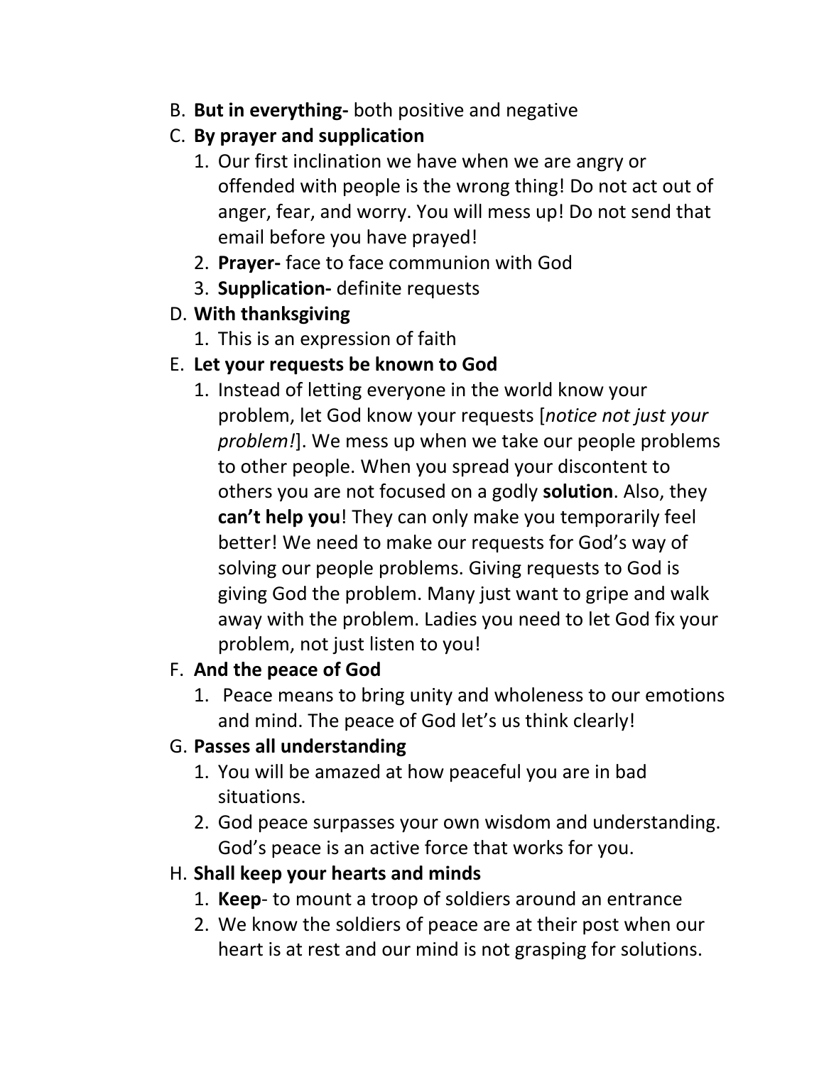B. **But in everything-** both positive and negative

C. **By prayer and supplication**

   1. Our first inclination we have when we are angry or offended with people is the wrong thing! Do not act out of anger, fear, and worry. You will mess up! Do not send that email before you have prayed!
   2. **Prayer-** face to face communion with God
   3. **Supplication-** definite requests

D. **With thanksgiving**

   1. This is an expression of faith

E. **Let your requests be known to God**

   1. Instead of letting everyone in the world know your problem, let God know your requests [*notice not just your problem!*]. We mess up when we take our people problems to other people. When you spread your discontent to others you are not focused on a godly **solution**. Also, they **can't help you**! They can only make you temporarily feel better! We need to make our requests for God's way of solving our people problems. Giving requests to God is giving God the problem. Many just want to gripe and walk away with the problem. Ladies you need to let God fix your problem, not just listen to you!

F. **And the peace of God**

   1. Peace means to bring unity and wholeness to our emotions and mind. The peace of God let's us think clearly!

G. **Passes all understanding**

   1. You will be amazed at how peaceful you are in bad situations.
   2. God peace surpasses your own wisdom and understanding. God's peace is an active force that works for you.

H. **Shall keep your hearts and minds**

   1. **Keep**- to mount a troop of soldiers around an entrance
   2. We know the soldiers of peace are at their post when our heart is at rest and our mind is not grasping for solutions.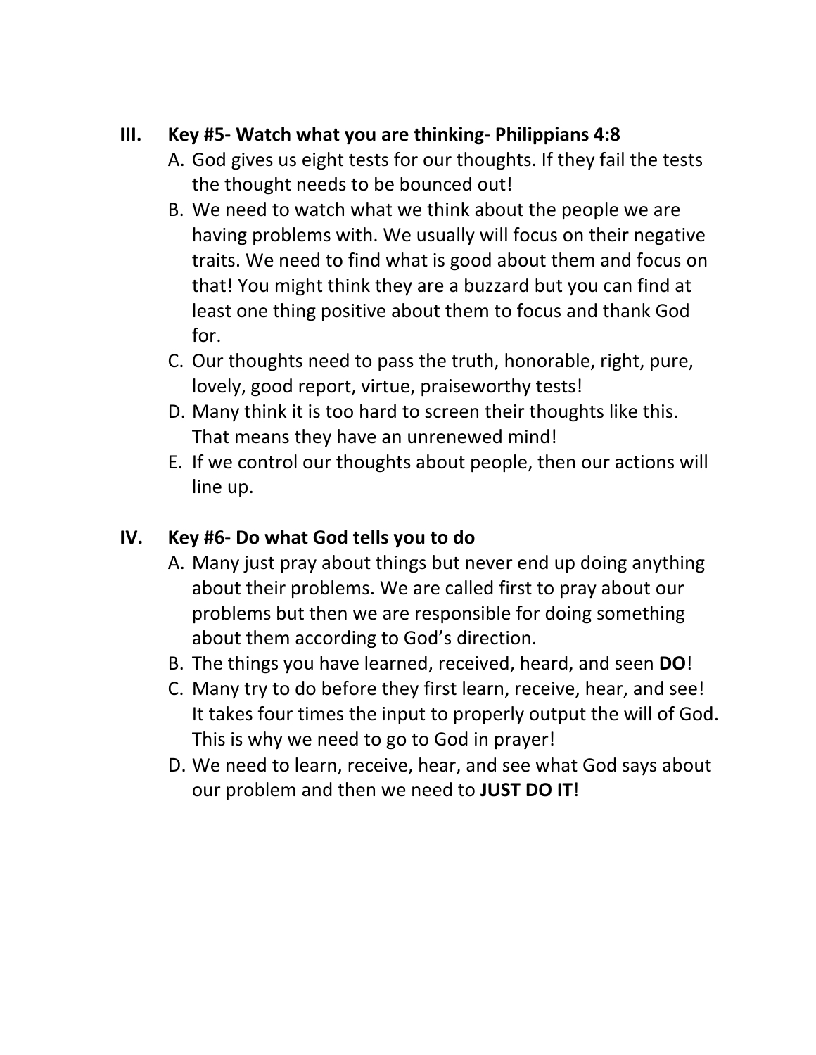## III. Key #5- Watch what you are thinking- Philippians 4:8

A. God gives us eight tests for our thoughts. If they fail the tests the thought needs to be bounced out!

B. We need to watch what we think about the people we are having problems with. We usually will focus on their negative traits. We need to find what is good about them and focus on that! You might think they are a buzzard but you can find at least one thing positive about them to focus and thank God for.

C. Our thoughts need to pass the truth, honorable, right, pure, lovely, good report, virtue, praiseworthy tests!

D. Many think it is too hard to screen their thoughts like this. That means they have an unrenewed mind!

E. If we control our thoughts about people, then our actions will line up.

## IV. Key #6- Do what God tells you to do

A. Many just pray about things but never end up doing anything about their problems. We are called first to pray about our problems but then we are responsible for doing something about them according to God's direction.

B. The things you have learned, received, heard, and seen **DO**!

C. Many try to do before they first learn, receive, hear, and see! It takes four times the input to properly output the will of God. This is why we need to go to God in prayer!

D. We need to learn, receive, hear, and see what God says about our problem and then we need to **JUST DO IT**!